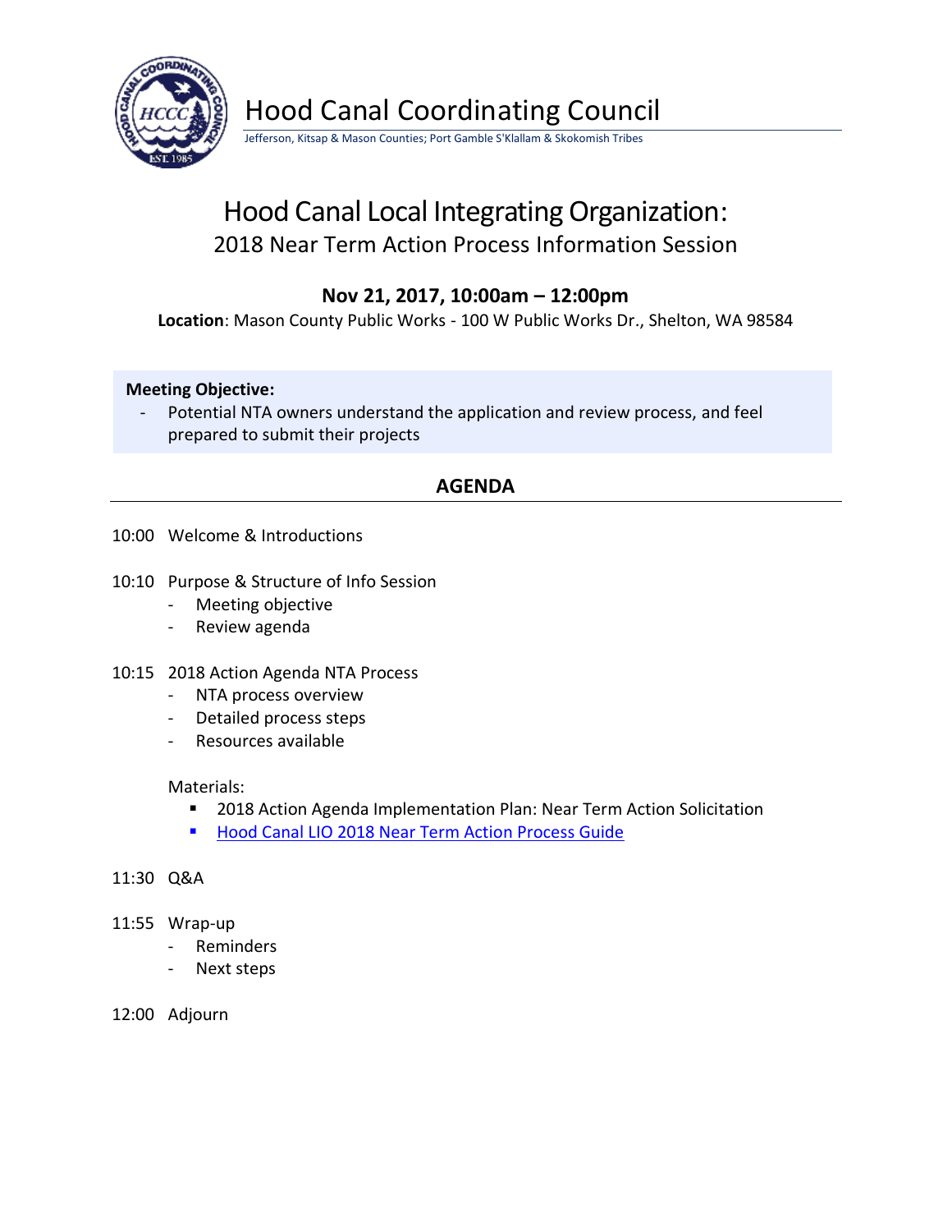# Hood Canal Coordinating Council

Jefferson, Kitsap & Mason Counties; Port Gamble S'Klallam & Skokomish Tribes

## Hood Canal Local Integrating Organization:

### 2018 Near Term Action Process Information Session

**Nov 21, 2017, 10:00am – 12:00pm**

**Location**: Mason County Public Works - 100 W Public Works Dr., Shelton, WA 98584

**Meeting Objective:**

- Potential NTA owners understand the application and review process, and feel prepared to submit their projects

## AGENDA

10:00 Welcome & Introductions

10:10 Purpose & Structure of Info Session

- Meeting objective
- Review agenda

10:15 2018 Action Agenda NTA Process

- NTA process overview
- Detailed process steps
- Resources available

Materials:

- 2018 Action Agenda Implementation Plan: Near Term Action Solicitation
- Hood Canal LIO 2018 Near Term Action Process Guide

11:30 Q&A

11:55 Wrap-up

- Reminders
- Next steps

12:00 Adjourn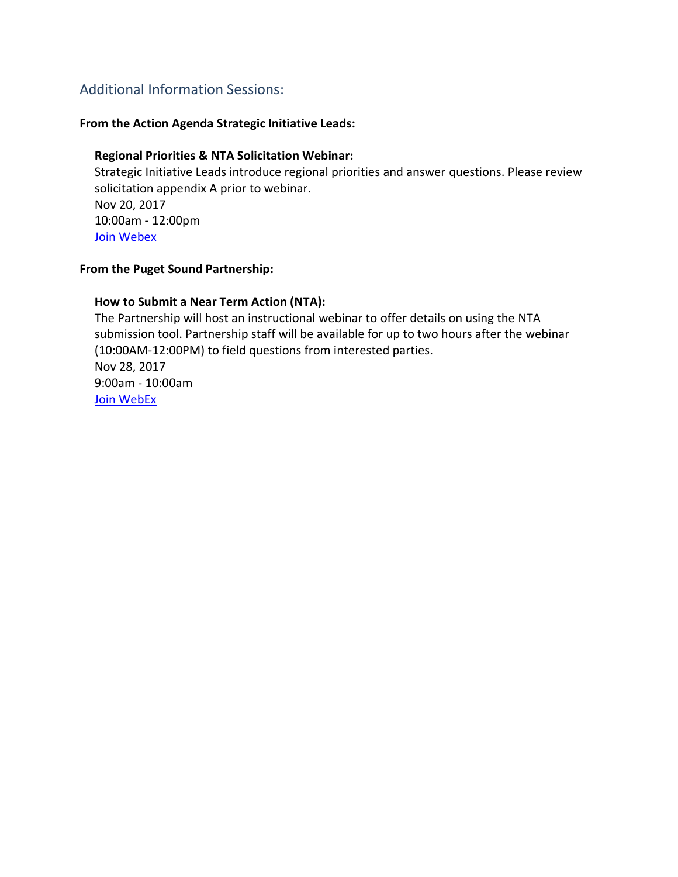## Additional Information Sessions:

**From the Action Agenda Strategic Initiative Leads:**

**Regional Priorities & NTA Solicitation Webinar:**
Strategic Initiative Leads introduce regional priorities and answer questions. Please review solicitation appendix A prior to webinar.
Nov 20, 2017
10:00am - 12:00pm
Join Webex

**From the Puget Sound Partnership:**

**How to Submit a Near Term Action (NTA):**
The Partnership will host an instructional webinar to offer details on using the NTA submission tool. Partnership staff will be available for up to two hours after the webinar (10:00AM-12:00PM) to field questions from interested parties.
Nov 28, 2017
9:00am - 10:00am
Join WebEx